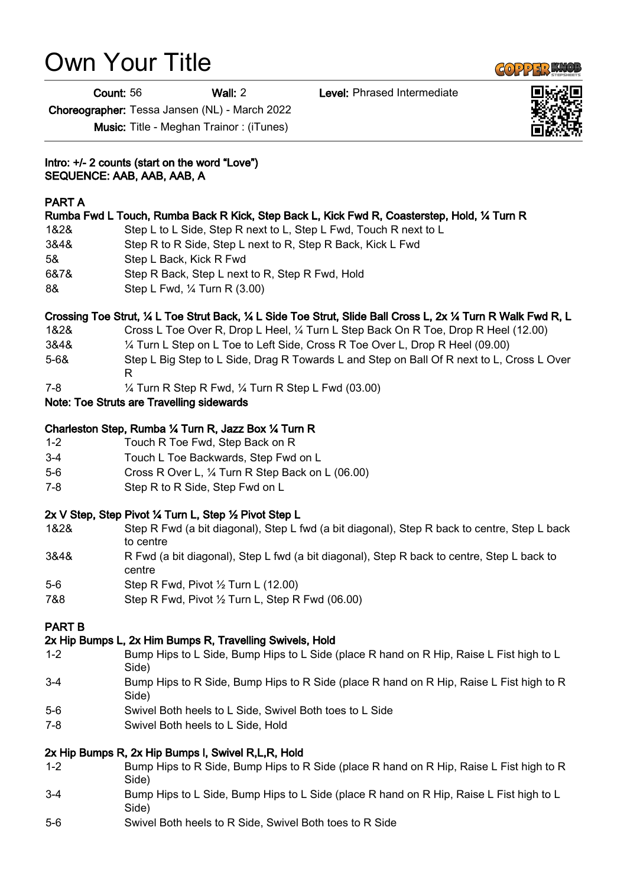# Own Your Title

**Count:** 56 **Wall:** 2 **Level:** Phrased Intermediate

**Choreographer:** Tessa Jansen (NL) - March 2022

**Music:** Title - Meghan Trainor : (iTunes)

**Intro: +/- 2 counts (start on the word "Love")**
**SEQUENCE: AAB, AAB, AAB, A**

## PART A

**Rumba Fwd L Touch, Rumba Back R Kick, Step Back L, Kick Fwd R, Coasterstep, Hold, ¼ Turn R**

| | |
|---|---|
| 1&2& | Step L to L Side, Step R next to L, Step L Fwd, Touch R next to L |
| 3&4& | Step R to R Side, Step L next to R, Step R Back, Kick L Fwd |
| 5& | Step L Back, Kick R Fwd |
| 6&7& | Step R Back, Step L next to R, Step R Fwd, Hold |
| 8& | Step L Fwd, ¼ Turn R (3.00) |

**Crossing Toe Strut, ¼ L Toe Strut Back, ¼ L Side Toe Strut, Slide Ball Cross L, 2x ¼ Turn R Walk Fwd R, L**

| | |
|---|---|
| 1&2& | Cross L Toe Over R, Drop L Heel, ¼ Turn L Step Back On R Toe, Drop R Heel (12.00) |
| 3&4& | ¼ Turn L Step on L Toe to Left Side, Cross R Toe Over L, Drop R Heel (09.00) |
| 5-6& | Step L Big Step to L Side, Drag R Towards L and Step on Ball Of R next to L, Cross L Over R |
| 7-8 | ¼ Turn R Step R Fwd, ¼ Turn R Step L Fwd (03.00) |

**Note: Toe Struts are Travelling sidewards**

**Charleston Step, Rumba ¼ Turn R, Jazz Box ¼ Turn R**

| | |
|---|---|
| 1-2 | Touch R Toe Fwd, Step Back on R |
| 3-4 | Touch L Toe Backwards, Step Fwd on L |
| 5-6 | Cross R Over L, ¼ Turn R Step Back on L (06.00) |
| 7-8 | Step R to R Side, Step Fwd on L |

**2x V Step, Step Pivot ¼ Turn L, Step ½ Pivot Step L**

| | |
|---|---|
| 1&2& | Step R Fwd (a bit diagonal), Step L fwd (a bit diagonal), Step R back to centre, Step L back to centre |
| 3&4& | R Fwd (a bit diagonal), Step L fwd (a bit diagonal), Step R back to centre, Step L back to centre |
| 5-6 | Step R Fwd, Pivot ½ Turn L (12.00) |
| 7&8 | Step R Fwd, Pivot ½ Turn L, Step R Fwd (06.00) |

## PART B

**2x Hip Bumps L, 2x Him Bumps R, Travelling Swivels, Hold**

| | |
|---|---|
| 1-2 | Bump Hips to L Side, Bump Hips to L Side (place R hand on R Hip, Raise L Fist high to L Side) |
| 3-4 | Bump Hips to R Side, Bump Hips to R Side (place R hand on R Hip, Raise L Fist high to R Side) |
| 5-6 | Swivel Both heels to L Side, Swivel Both toes to L Side |
| 7-8 | Swivel Both heels to L Side, Hold |

**2x Hip Bumps R, 2x Hip Bumps l, Swivel R,L,R, Hold**

| | |
|---|---|
| 1-2 | Bump Hips to R Side, Bump Hips to R Side (place R hand on R Hip, Raise L Fist high to R Side) |
| 3-4 | Bump Hips to L Side, Bump Hips to L Side (place R hand on R Hip, Raise L Fist high to L Side) |
| 5-6 | Swivel Both heels to R Side, Swivel Both toes to R Side |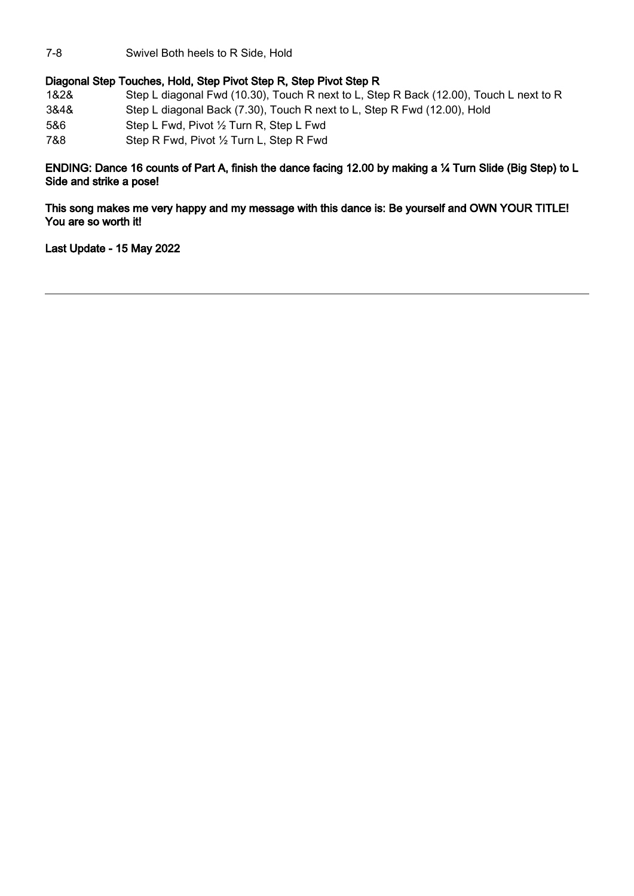7-8	Swivel Both heels to R Side, Hold

**Diagonal Step Touches, Hold, Step Pivot Step R, Step Pivot Step R**

| | |
|---|---|
| 1&2& | Step L diagonal Fwd (10.30), Touch R next to L, Step R Back (12.00), Touch L next to R |
| 3&4& | Step L diagonal Back (7.30), Touch R next to L, Step R Fwd (12.00), Hold |
| 5&6 | Step L Fwd, Pivot ½ Turn R, Step L Fwd |
| 7&8 | Step R Fwd, Pivot ½ Turn L, Step R Fwd |

**ENDING: Dance 16 counts of Part A, finish the dance facing 12.00 by making a ¼ Turn Slide (Big Step) to L Side and strike a pose!**

**This song makes me very happy and my message with this dance is: Be yourself and OWN YOUR TITLE! You are so worth it!**

**Last Update - 15 May 2022**